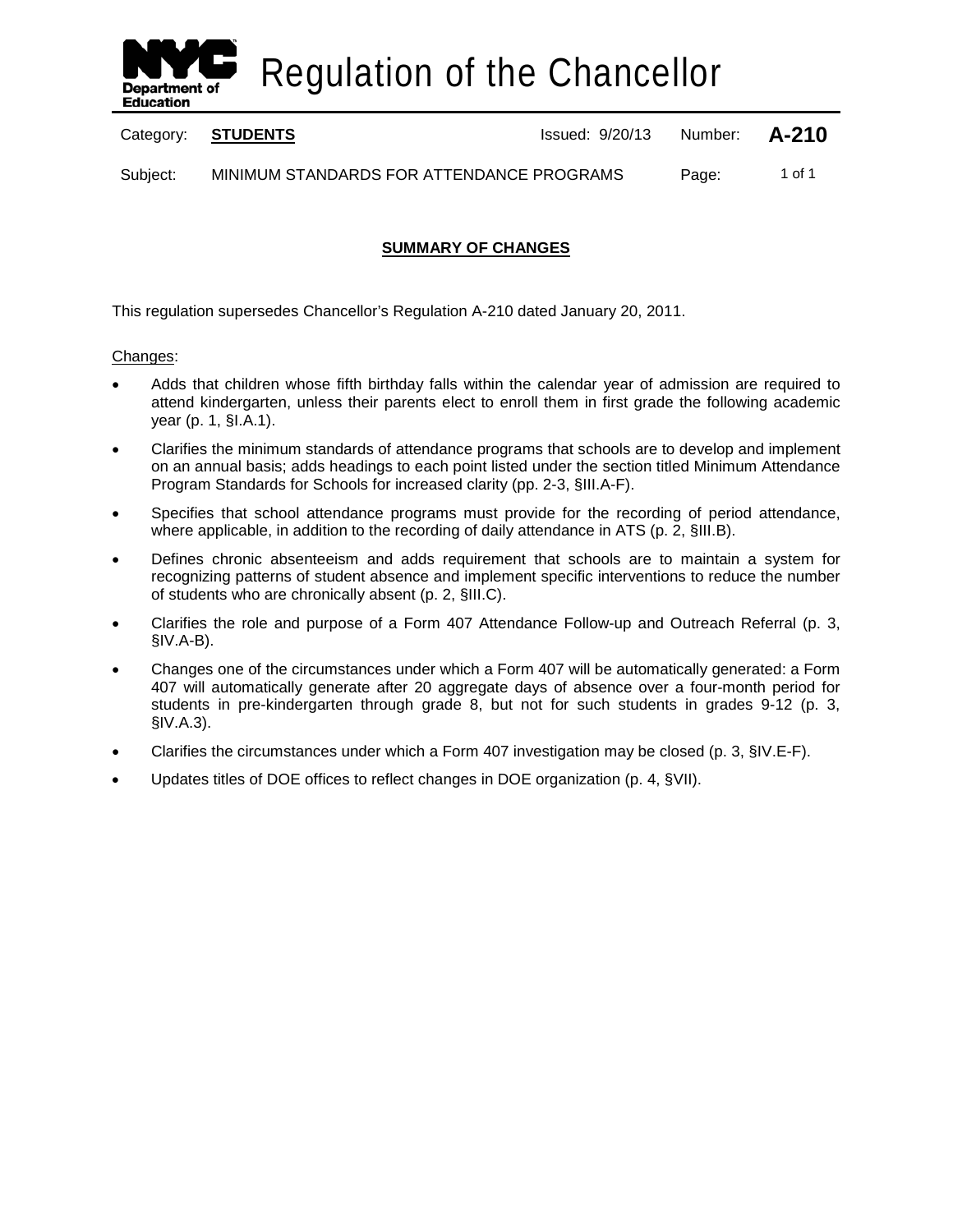# Regulation of the Chancellor

| Category: | **STUDENTS** | Issued: 9/20/13 | Number: | **A-210** |
| --- | --- | --- | --- | --- |
| Subject: | MINIMUM STANDARDS FOR ATTENDANCE PROGRAMS | | Page: | 1 of 1 |

## SUMMARY OF CHANGES

This regulation supersedes Chancellor's Regulation A-210 dated January 20, 2011.

Changes:

- Adds that children whose fifth birthday falls within the calendar year of admission are required to attend kindergarten, unless their parents elect to enroll them in first grade the following academic year (p. 1, §I.A.1).
- Clarifies the minimum standards of attendance programs that schools are to develop and implement on an annual basis; adds headings to each point listed under the section titled Minimum Attendance Program Standards for Schools for increased clarity (pp. 2-3, §III.A-F).
- Specifies that school attendance programs must provide for the recording of period attendance, where applicable, in addition to the recording of daily attendance in ATS (p. 2, §III.B).
- Defines chronic absenteeism and adds requirement that schools are to maintain a system for recognizing patterns of student absence and implement specific interventions to reduce the number of students who are chronically absent (p. 2, §III.C).
- Clarifies the role and purpose of a Form 407 Attendance Follow-up and Outreach Referral (p. 3, §IV.A-B).
- Changes one of the circumstances under which a Form 407 will be automatically generated: a Form 407 will automatically generate after 20 aggregate days of absence over a four-month period for students in pre-kindergarten through grade 8, but not for such students in grades 9-12 (p. 3, §IV.A.3).
- Clarifies the circumstances under which a Form 407 investigation may be closed (p. 3, §IV.E-F).
- Updates titles of DOE offices to reflect changes in DOE organization (p. 4, §VII).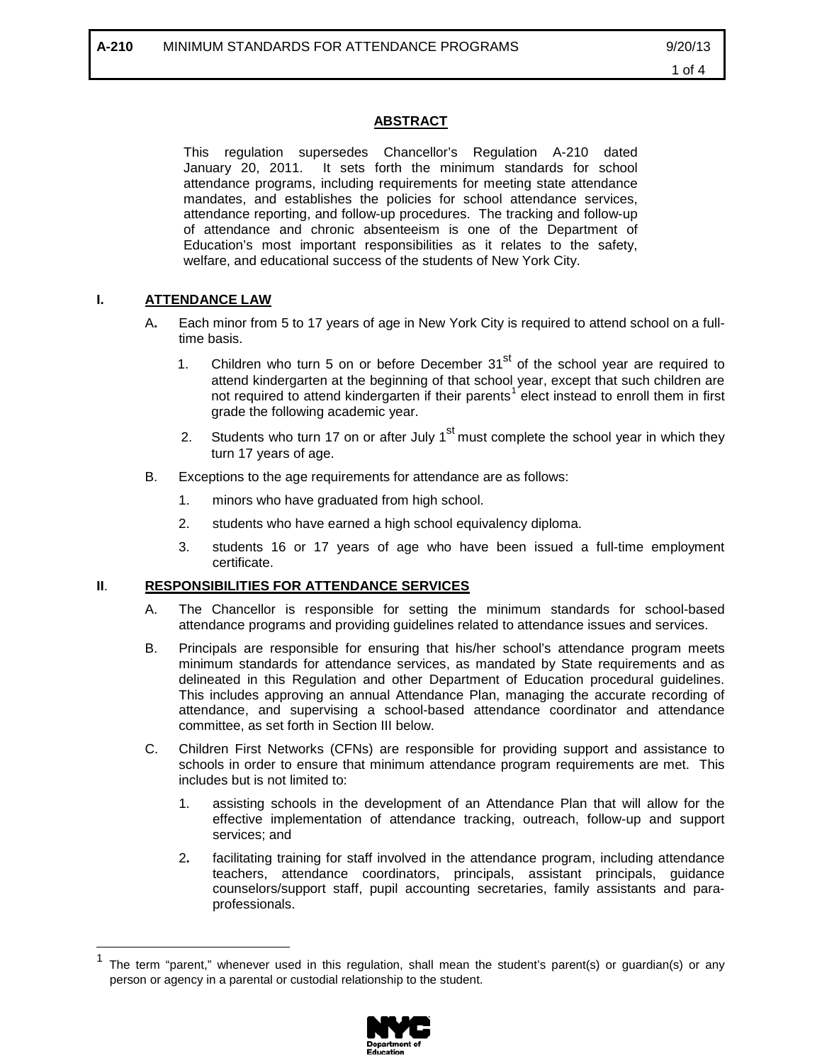## ABSTRACT

This regulation supersedes Chancellor's Regulation A-210 dated January 20, 2011. It sets forth the minimum standards for school attendance programs, including requirements for meeting state attendance mandates, and establishes the policies for school attendance services, attendance reporting, and follow-up procedures. The tracking and follow-up of attendance and chronic absenteeism is one of the Department of Education's most important responsibilities as it relates to the safety, welfare, and educational success of the students of New York City.

## I. ATTENDANCE LAW

A. Each minor from 5 to 17 years of age in New York City is required to attend school on a full-time basis.

1. Children who turn 5 on or before December 31st of the school year are required to attend kindergarten at the beginning of that school year, except that such children are not required to attend kindergarten if their parents[1] elect instead to enroll them in first grade the following academic year.

2. Students who turn 17 on or after July 1st must complete the school year in which they turn 17 years of age.

B. Exceptions to the age requirements for attendance are as follows:

1. minors who have graduated from high school.

2. students who have earned a high school equivalency diploma.

3. students 16 or 17 years of age who have been issued a full-time employment certificate.

## II. RESPONSIBILITIES FOR ATTENDANCE SERVICES

A. The Chancellor is responsible for setting the minimum standards for school-based attendance programs and providing guidelines related to attendance issues and services.

B. Principals are responsible for ensuring that his/her school's attendance program meets minimum standards for attendance services, as mandated by State requirements and as delineated in this Regulation and other Department of Education procedural guidelines. This includes approving an annual Attendance Plan, managing the accurate recording of attendance, and supervising a school-based attendance coordinator and attendance committee, as set forth in Section III below.

C. Children First Networks (CFNs) are responsible for providing support and assistance to schools in order to ensure that minimum attendance program requirements are met. This includes but is not limited to:

1. assisting schools in the development of an Attendance Plan that will allow for the effective implementation of attendance tracking, outreach, follow-up and support services; and

2. facilitating training for staff involved in the attendance program, including attendance teachers, attendance coordinators, principals, assistant principals, guidance counselors/support staff, pupil accounting secretaries, family assistants and para-professionals.

---

[1] The term "parent," whenever used in this regulation, shall mean the student's parent(s) or guardian(s) or any person or agency in a parental or custodial relationship to the student.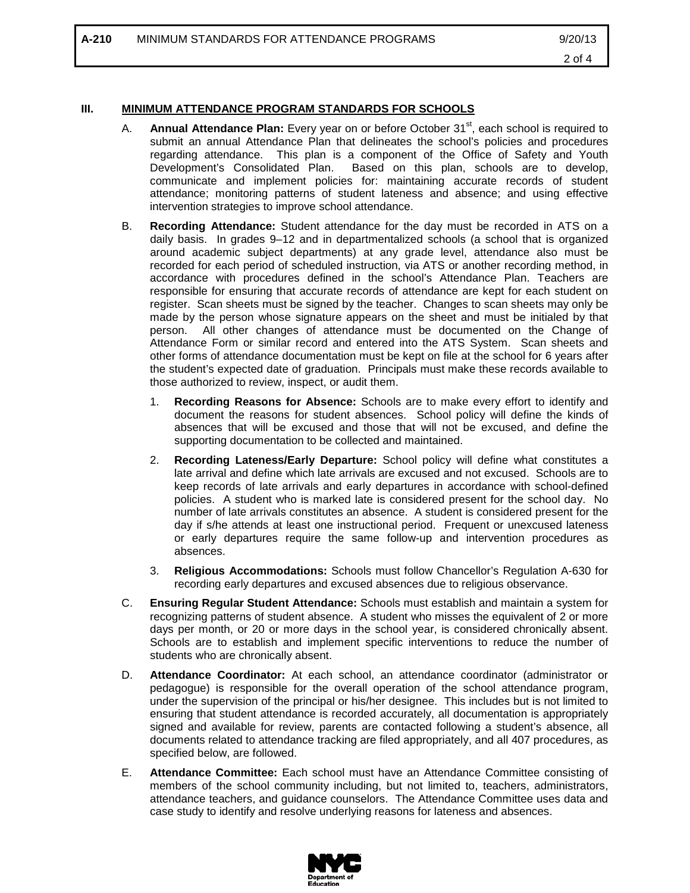## III. MINIMUM ATTENDANCE PROGRAM STANDARDS FOR SCHOOLS

A. **Annual Attendance Plan:** Every year on or before October 31st, each school is required to submit an annual Attendance Plan that delineates the school's policies and procedures regarding attendance. This plan is a component of the Office of Safety and Youth Development's Consolidated Plan. Based on this plan, schools are to develop, communicate and implement policies for: maintaining accurate records of student attendance; monitoring patterns of student lateness and absence; and using effective intervention strategies to improve school attendance.

B. **Recording Attendance:** Student attendance for the day must be recorded in ATS on a daily basis. In grades 9–12 and in departmentalized schools (a school that is organized around academic subject departments) at any grade level, attendance also must be recorded for each period of scheduled instruction, via ATS or another recording method, in accordance with procedures defined in the school's Attendance Plan. Teachers are responsible for ensuring that accurate records of attendance are kept for each student on register. Scan sheets must be signed by the teacher. Changes to scan sheets may only be made by the person whose signature appears on the sheet and must be initialed by that person. All other changes of attendance must be documented on the Change of Attendance Form or similar record and entered into the ATS System. Scan sheets and other forms of attendance documentation must be kept on file at the school for 6 years after the student's expected date of graduation. Principals must make these records available to those authorized to review, inspect, or audit them.

1. **Recording Reasons for Absence:** Schools are to make every effort to identify and document the reasons for student absences. School policy will define the kinds of absences that will be excused and those that will not be excused, and define the supporting documentation to be collected and maintained.

2. **Recording Lateness/Early Departure:** School policy will define what constitutes a late arrival and define which late arrivals are excused and not excused. Schools are to keep records of late arrivals and early departures in accordance with school-defined policies. A student who is marked late is considered present for the school day. No number of late arrivals constitutes an absence. A student is considered present for the day if s/he attends at least one instructional period. Frequent or unexcused lateness or early departures require the same follow-up and intervention procedures as absences.

3. **Religious Accommodations:** Schools must follow Chancellor's Regulation A-630 for recording early departures and excused absences due to religious observance.

C. **Ensuring Regular Student Attendance:** Schools must establish and maintain a system for recognizing patterns of student absence. A student who misses the equivalent of 2 or more days per month, or 20 or more days in the school year, is considered chronically absent. Schools are to establish and implement specific interventions to reduce the number of students who are chronically absent.

D. **Attendance Coordinator:** At each school, an attendance coordinator (administrator or pedagogue) is responsible for the overall operation of the school attendance program, under the supervision of the principal or his/her designee. This includes but is not limited to ensuring that student attendance is recorded accurately, all documentation is appropriately signed and available for review, parents are contacted following a student's absence, all documents related to attendance tracking are filed appropriately, and all 407 procedures, as specified below, are followed.

E. **Attendance Committee:** Each school must have an Attendance Committee consisting of members of the school community including, but not limited to, teachers, administrators, attendance teachers, and guidance counselors. The Attendance Committee uses data and case study to identify and resolve underlying reasons for lateness and absences.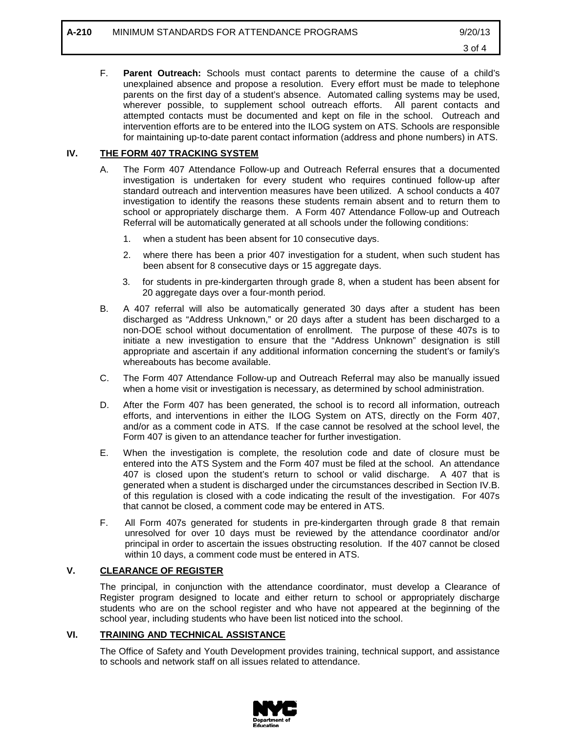F. **Parent Outreach:** Schools must contact parents to determine the cause of a child's unexplained absence and propose a resolution. Every effort must be made to telephone parents on the first day of a student's absence. Automated calling systems may be used, wherever possible, to supplement school outreach efforts. All parent contacts and attempted contacts must be documented and kept on file in the school. Outreach and intervention efforts are to be entered into the ILOG system on ATS. Schools are responsible for maintaining up-to-date parent contact information (address and phone numbers) in ATS.

## IV. THE FORM 407 TRACKING SYSTEM

A. The Form 407 Attendance Follow-up and Outreach Referral ensures that a documented investigation is undertaken for every student who requires continued follow-up after standard outreach and intervention measures have been utilized. A school conducts a 407 investigation to identify the reasons these students remain absent and to return them to school or appropriately discharge them. A Form 407 Attendance Follow-up and Outreach Referral will be automatically generated at all schools under the following conditions:

   1. when a student has been absent for 10 consecutive days.
   2. where there has been a prior 407 investigation for a student, when such student has been absent for 8 consecutive days or 15 aggregate days.
   3. for students in pre-kindergarten through grade 8, when a student has been absent for 20 aggregate days over a four-month period.

B. A 407 referral will also be automatically generated 30 days after a student has been discharged as "Address Unknown," or 20 days after a student has been discharged to a non-DOE school without documentation of enrollment. The purpose of these 407s is to initiate a new investigation to ensure that the "Address Unknown" designation is still appropriate and ascertain if any additional information concerning the student's or family's whereabouts has become available.

C. The Form 407 Attendance Follow-up and Outreach Referral may also be manually issued when a home visit or investigation is necessary, as determined by school administration.

D. After the Form 407 has been generated, the school is to record all information, outreach efforts, and interventions in either the ILOG System on ATS, directly on the Form 407, and/or as a comment code in ATS. If the case cannot be resolved at the school level, the Form 407 is given to an attendance teacher for further investigation.

E. When the investigation is complete, the resolution code and date of closure must be entered into the ATS System and the Form 407 must be filed at the school. An attendance 407 is closed upon the student's return to school or valid discharge. A 407 that is generated when a student is discharged under the circumstances described in Section IV.B. of this regulation is closed with a code indicating the result of the investigation. For 407s that cannot be closed, a comment code may be entered in ATS.

F. All Form 407s generated for students in pre-kindergarten through grade 8 that remain unresolved for over 10 days must be reviewed by the attendance coordinator and/or principal in order to ascertain the issues obstructing resolution. If the 407 cannot be closed within 10 days, a comment code must be entered in ATS.

## V. CLEARANCE OF REGISTER

The principal, in conjunction with the attendance coordinator, must develop a Clearance of Register program designed to locate and either return to school or appropriately discharge students who are on the school register and who have not appeared at the beginning of the school year, including students who have been list noticed into the school.

## VI. TRAINING AND TECHNICAL ASSISTANCE

The Office of Safety and Youth Development provides training, technical support, and assistance to schools and network staff on all issues related to attendance.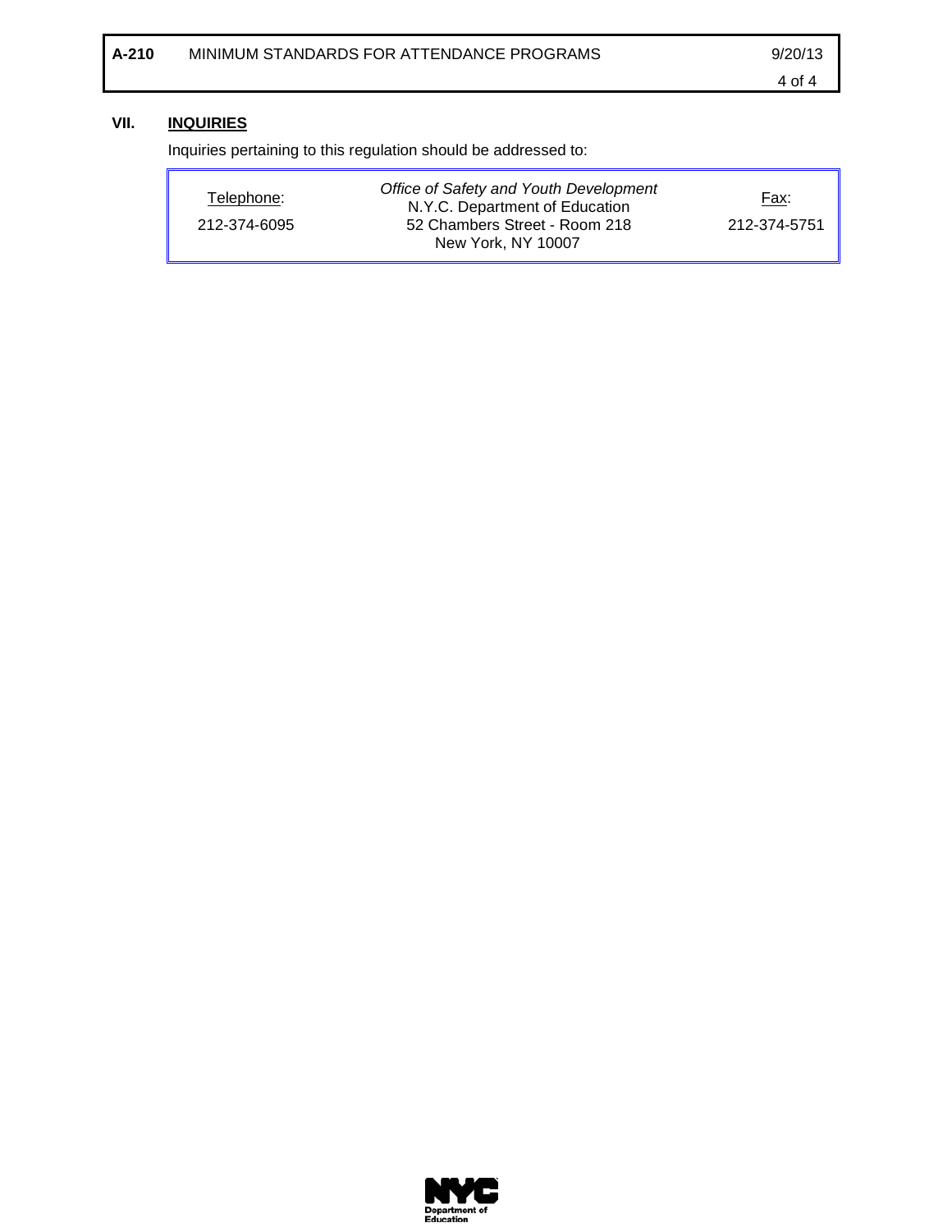## VII. INQUIRIES

Inquiries pertaining to this regulation should be addressed to:

| | | |
|---|---|---|
| Telephone: | *Office of Safety and Youth Development* | Fax: |
| 212-374-6095 | N.Y.C. Department of Education<br>52 Chambers Street - Room 218<br>New York, NY 10007 | 212-374-5751 |